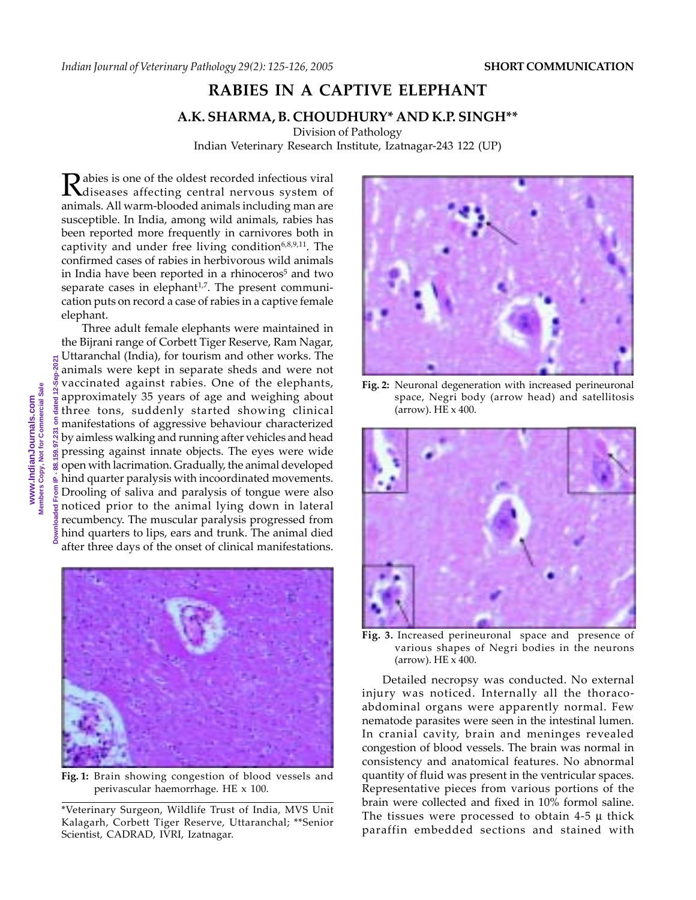# RABIES IN A CAPTIVE ELEPHANT

**A.K. SHARMA, B. CHOUDHURY* AND K.P. SINGH****

Division of Pathology
Indian Veterinary Research Institute, Izatnagar-243 122 (UP)

Rabies is one of the oldest recorded infectious viral diseases affecting central nervous system of animals. All warm-blooded animals including man are susceptible. In India, among wild animals, rabies has been reported more frequently in carnivores both in captivity and under free living condition[6,8,9,11]. The confirmed cases of rabies in herbivorous wild animals in India have been reported in a rhinoceros[5] and two separate cases in elephant[1,7]. The present communication puts on record a case of rabies in a captive female elephant.

Three adult female elephants were maintained in the Bijrani range of Corbett Tiger Reserve, Ram Nagar, Uttaranchal (India), for tourism and other works. The animals were kept in separate sheds and were not vaccinated against rabies. One of the elephants, approximately 35 years of age and weighing about three tons, suddenly started showing clinical manifestations of aggressive behaviour characterized by aimless walking and running after vehicles and head pressing against innate objects. The eyes were wide open with lacrimation. Gradually, the animal developed hind quarter paralysis with incoordinated movements. Drooling of saliva and paralysis of tongue were also noticed prior to the animal lying down in lateral recumbency. The muscular paralysis progressed from hind quarters to lips, ears and trunk. The animal died after three days of the onset of clinical manifestations.

**Fig. 1:** Brain showing congestion of blood vessels and perivascular haemorrhage. HE x 100.

**Fig. 2:** Neuronal degeneration with increased perineuronal space, Negri body (arrow head) and satellitosis (arrow). HE x 400.

**Fig. 3.** Increased perineuronal space and presence of various shapes of Negri bodies in the neurons (arrow). HE x 400.

Detailed necropsy was conducted. No external injury was noticed. Internally all the thoraco-abdominal organs were apparently normal. Few nematode parasites were seen in the intestinal lumen. In cranial cavity, brain and meninges revealed congestion of blood vessels. The brain was normal in consistency and anatomical features. No abnormal quantity of fluid was present in the ventricular spaces. Representative pieces from various portions of the brain were collected and fixed in 10% formol saline. The tissues were processed to obtain 4-5 µ thick paraffin embedded sections and stained with

---

*Veterinary Surgeon, Wildlife Trust of India, MVS Unit Kalagarh, Corbett Tiger Reserve, Uttaranchal; **Senior Scientist, CADRAD, IVRI, Izatnagar.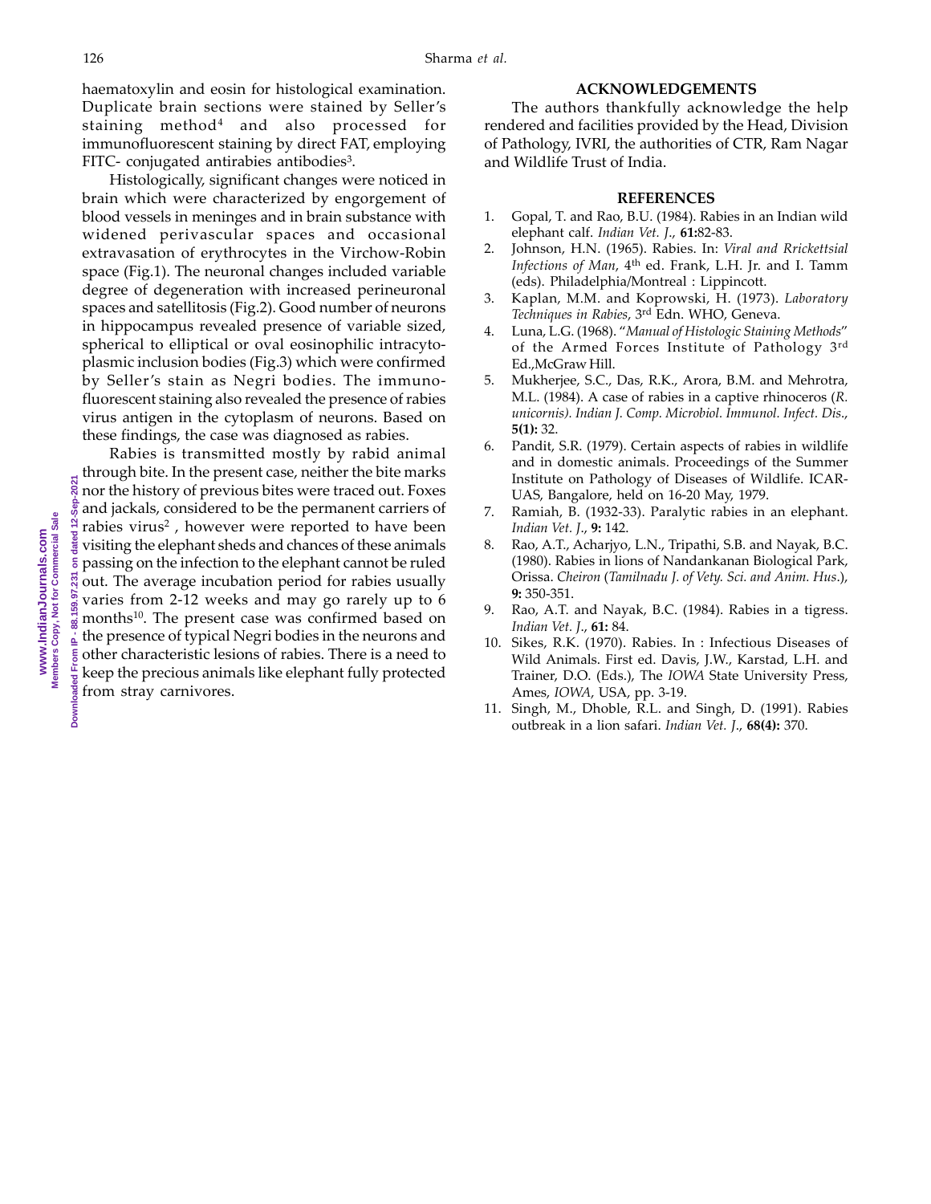haematoxylin and eosin for histological examination. Duplicate brain sections were stained by Seller's staining method[4] and also processed for immunofluorescent staining by direct FAT, employing FITC- conjugated antirabies antibodies[3].

Histologically, significant changes were noticed in brain which were characterized by engorgement of blood vessels in meninges and in brain substance with widened perivascular spaces and occasional extravasation of erythrocytes in the Virchow-Robin space (Fig.1). The neuronal changes included variable degree of degeneration with increased perineuronal spaces and satellitosis (Fig.2). Good number of neurons in hippocampus revealed presence of variable sized, spherical to elliptical or oval eosinophilic intracytoplasmic inclusion bodies (Fig.3) which were confirmed by Seller's stain as Negri bodies. The immunofluorescent staining also revealed the presence of rabies virus antigen in the cytoplasm of neurons. Based on these findings, the case was diagnosed as rabies.

Rabies is transmitted mostly by rabid animal through bite. In the present case, neither the bite marks nor the history of previous bites were traced out. Foxes and jackals, considered to be the permanent carriers of rabies virus[2] , however were reported to have been visiting the elephant sheds and chances of these animals passing on the infection to the elephant cannot be ruled out. The average incubation period for rabies usually varies from 2-12 weeks and may go rarely up to 6 months[10]. The present case was confirmed based on the presence of typical Negri bodies in the neurons and other characteristic lesions of rabies. There is a need to keep the precious animals like elephant fully protected from stray carnivores.

## ACKNOWLEDGEMENTS

The authors thankfully acknowledge the help rendered and facilities provided by the Head, Division of Pathology, IVRI, the authorities of CTR, Ram Nagar and Wildlife Trust of India.

## REFERENCES

1. Gopal, T. and Rao, B.U. (1984). Rabies in an Indian wild elephant calf. *Indian Vet. J.*, **61:**82-83.
2. Johnson, H.N. (1965). Rabies. In: *Viral and Rrickettsial Infections of Man*, 4th ed. Frank, L.H. Jr. and I. Tamm (eds). Philadelphia/Montreal : Lippincott.
3. Kaplan, M.M. and Koprowski, H. (1973). *Laboratory Techniques in Rabies*, 3rd Edn. WHO, Geneva.
4. Luna, L.G. (1968). "*Manual of Histologic Staining Methods*" of the Armed Forces Institute of Pathology 3rd Ed.,McGraw Hill.
5. Mukherjee, S.C., Das, R.K., Arora, B.M. and Mehrotra, M.L. (1984). A case of rabies in a captive rhinoceros (*R. unicornis). Indian J. Comp. Microbiol. Immunol. Infect. Dis*., **5(1):** 32.
6. Pandit, S.R. (1979). Certain aspects of rabies in wildlife and in domestic animals. Proceedings of the Summer Institute on Pathology of Diseases of Wildlife. ICAR-UAS, Bangalore, held on 16-20 May, 1979.
7. Ramiah, B. (1932-33). Paralytic rabies in an elephant. *Indian Vet. J*., **9:** 142.
8. Rao, A.T., Acharjyo, L.N., Tripathi, S.B. and Nayak, B.C. (1980). Rabies in lions of Nandankanan Biological Park, Orissa. *Cheiron* (*Tamilnadu J. of Vety. Sci. and Anim. Hus*.), **9:** 350-351.
9. Rao, A.T. and Nayak, B.C. (1984). Rabies in a tigress. *Indian Vet. J*., **61:** 84.
10. Sikes, R.K. (1970). Rabies. In : Infectious Diseases of Wild Animals. First ed. Davis, J.W., Karstad, L.H. and Trainer, D.O. (Eds.), The *IOWA* State University Press, Ames, *IOWA*, USA, pp. 3-19.
11. Singh, M., Dhoble, R.L. and Singh, D. (1991). Rabies outbreak in a lion safari. *Indian Vet. J*., **68(4):** 370.